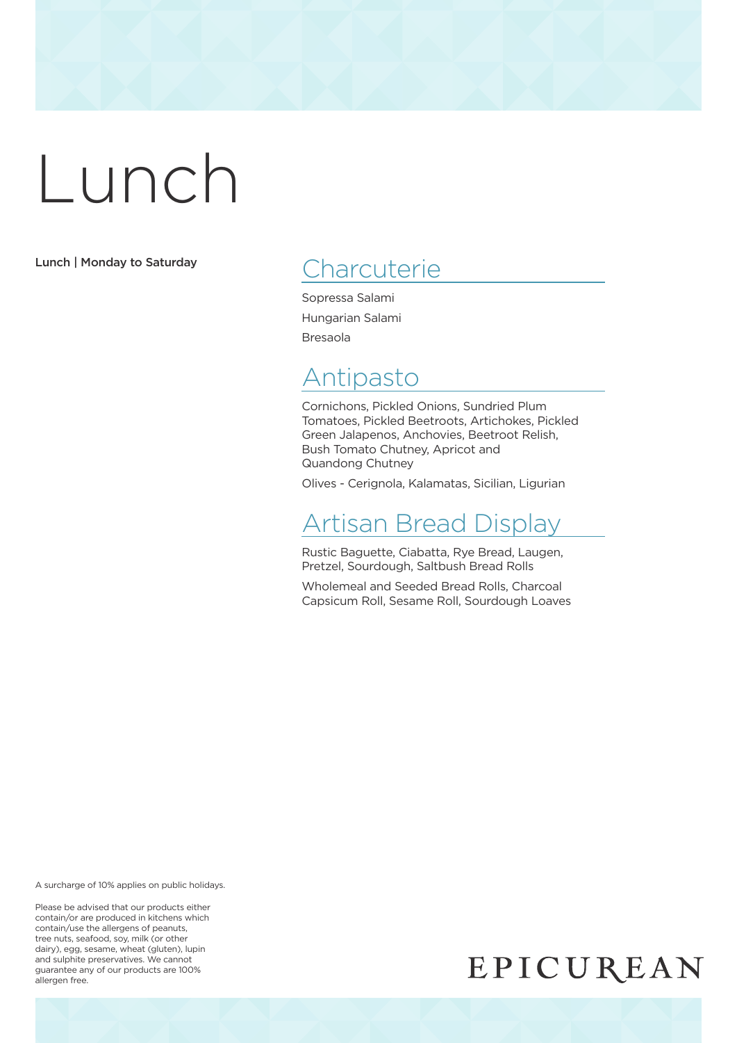# Lunch

**Lunch | Monday to Saturday**

## Charcuterie

Sopressa Salami

Hungarian Salami

Bresaola

## Antipasto

Cornichons, Pickled Onions, Sundried Plum Tomatoes, Pickled Beetroots, Artichokes, Pickled Green Jalapenos, Anchovies, Beetroot Relish, Bush Tomato Chutney, Apricot and Quandong Chutney

Olives - Cerignola, Kalamatas, Sicilian, Ligurian

## Artisan Bread Display

Rustic Baguette, Ciabatta, Rye Bread, Laugen, Pretzel, Sourdough, Saltbush Bread Rolls

Wholemeal and Seeded Bread Rolls, Charcoal Capsicum Roll, Sesame Roll, Sourdough Loaves

A surcharge of 10% applies on public holidays.

Please be advised that our products either contain/or are produced in kitchens which contain/use the allergens of peanuts, tree nuts, seafood, soy, milk (or other dairy), egg, sesame, wheat (gluten), lupin and sulphite preservatives. We cannot guarantee any of our products are 100% allergen free.

EPICUREAN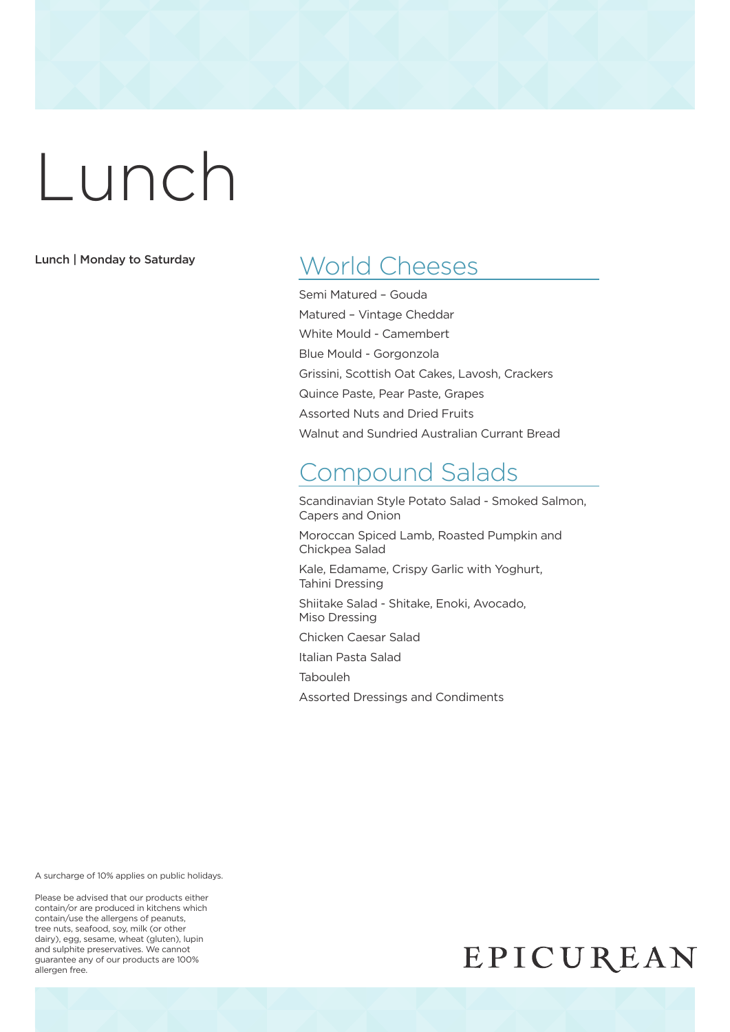# Lunch

**Lunch | Monday to Saturday**

## World Cheeses

Semi Matured – Gouda

Matured – Vintage Cheddar

White Mould - Camembert

Blue Mould - Gorgonzola

Grissini, Scottish Oat Cakes, Lavosh, Crackers

Quince Paste, Pear Paste, Grapes

Assorted Nuts and Dried Fruits

Walnut and Sundried Australian Currant Bread

## Compound Salads

Scandinavian Style Potato Salad - Smoked Salmon, Capers and Onion

Moroccan Spiced Lamb, Roasted Pumpkin and Chickpea Salad

Kale, Edamame, Crispy Garlic with Yoghurt, Tahini Dressing

Shiitake Salad - Shitake, Enoki, Avocado, Miso Dressing

Chicken Caesar Salad

Italian Pasta Salad

Tabouleh

Assorted Dressings and Condiments

A surcharge of 10% applies on public holidays.

Please be advised that our products either contain/or are produced in kitchens which contain/use the allergens of peanuts, tree nuts, seafood, soy, milk (or other dairy), egg, sesame, wheat (gluten), lupin and sulphite preservatives. We cannot guarantee any of our products are 100% allergen free.

EPICUREAN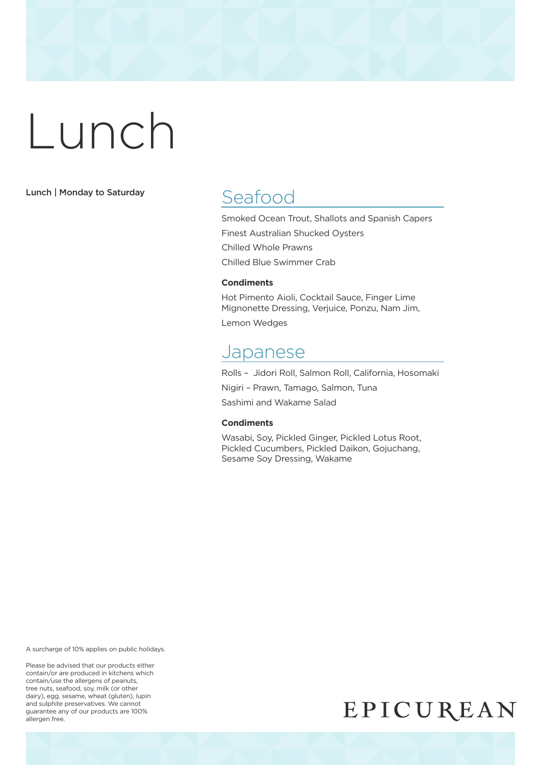# Lunch

**Lunch | Monday to Saturday**

## Seafood

Smoked Ocean Trout, Shallots and Spanish Capers

Finest Australian Shucked Oysters

Chilled Whole Prawns

Chilled Blue Swimmer Crab

**Condiments**

Hot Pimento Aioli, Cocktail Sauce, Finger Lime Mignonette Dressing, Verjuice, Ponzu, Nam Jim,

Lemon Wedges

## Japanese

Rolls – Jidori Roll, Salmon Roll, California, Hosomaki

Nigiri – Prawn, Tamago, Salmon, Tuna

Sashimi and Wakame Salad

**Condiments**

Wasabi, Soy, Pickled Ginger, Pickled Lotus Root, Pickled Cucumbers, Pickled Daikon, Gojuchang, Sesame Soy Dressing, Wakame

A surcharge of 10% applies on public holidays.

Please be advised that our products either contain/or are produced in kitchens which contain/use the allergens of peanuts, tree nuts, seafood, soy, milk (or other dairy), egg, sesame, wheat (gluten), lupin and sulphite preservatives. We cannot guarantee any of our products are 100% allergen free.

EPICUREAN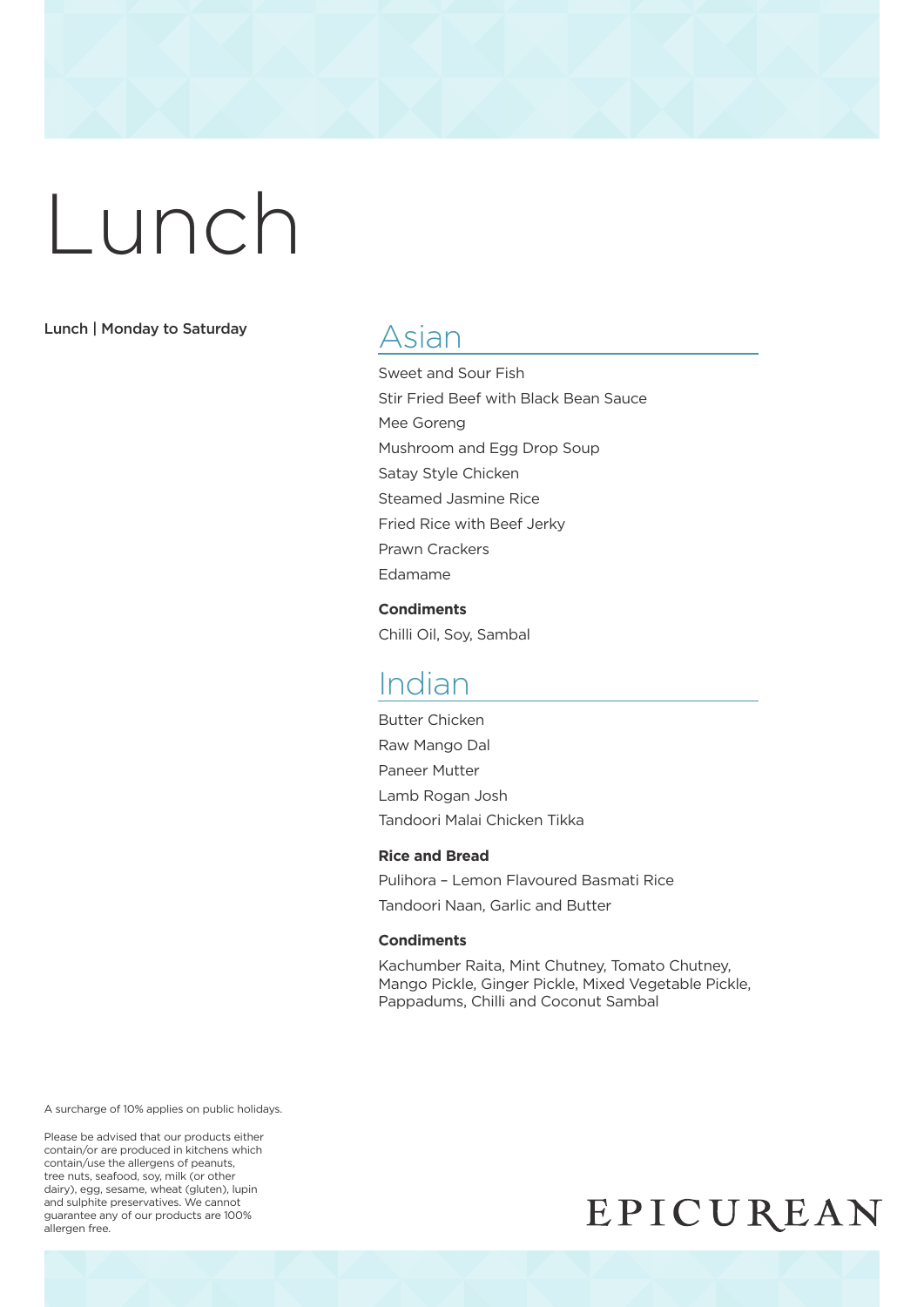# Lunch

**Lunch | Monday to Saturday**

## Asian

Sweet and Sour Fish
Stir Fried Beef with Black Bean Sauce
Mee Goreng
Mushroom and Egg Drop Soup
Satay Style Chicken
Steamed Jasmine Rice
Fried Rice with Beef Jerky
Prawn Crackers
Edamame

**Condiments**

Chilli Oil, Soy, Sambal

## Indian

Butter Chicken
Raw Mango Dal
Paneer Mutter
Lamb Rogan Josh
Tandoori Malai Chicken Tikka

**Rice and Bread**

Pulihora – Lemon Flavoured Basmati Rice
Tandoori Naan, Garlic and Butter

**Condiments**

Kachumber Raita, Mint Chutney, Tomato Chutney, Mango Pickle, Ginger Pickle, Mixed Vegetable Pickle, Pappadums, Chilli and Coconut Sambal

A surcharge of 10% applies on public holidays.

Please be advised that our products either contain/or are produced in kitchens which contain/use the allergens of peanuts, tree nuts, seafood, soy, milk (or other dairy), egg, sesame, wheat (gluten), lupin and sulphite preservatives. We cannot guarantee any of our products are 100% allergen free.

EPICUREAN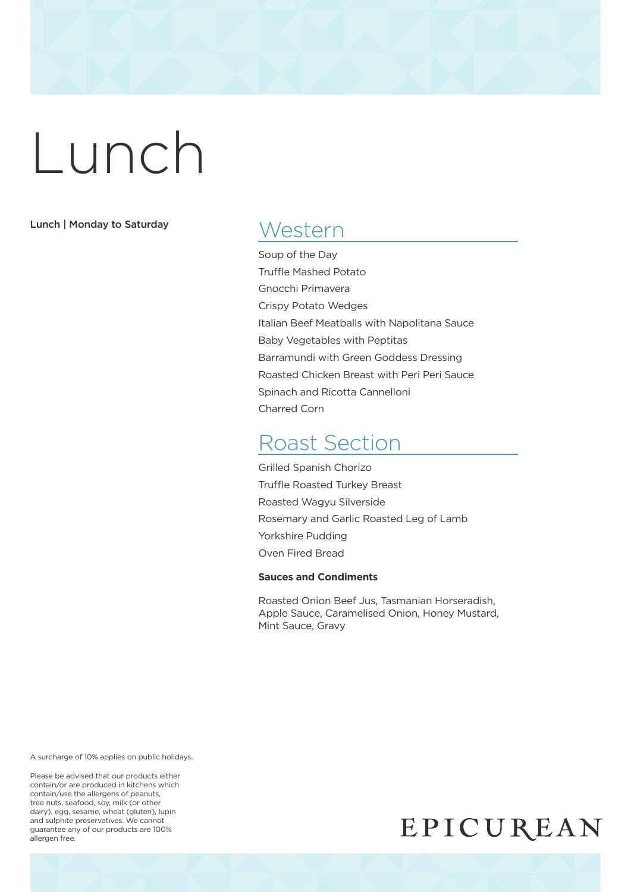# Lunch

**Lunch | Monday to Saturday**

## Western

Soup of the Day
Truffle Mashed Potato
Gnocchi Primavera
Crispy Potato Wedges
Italian Beef Meatballs with Napolitana Sauce
Baby Vegetables with Peptitas
Barramundi with Green Goddess Dressing
Roasted Chicken Breast with Peri Peri Sauce
Spinach and Ricotta Cannelloni
Charred Corn

## Roast Section

Grilled Spanish Chorizo
Truffle Roasted Turkey Breast
Roasted Wagyu Silverside
Rosemary and Garlic Roasted Leg of Lamb
Yorkshire Pudding
Oven Fired Bread

**Sauces and Condiments**

Roasted Onion Beef Jus, Tasmanian Horseradish, Apple Sauce, Caramelised Onion, Honey Mustard, Mint Sauce, Gravy

A surcharge of 10% applies on public holidays.

Please be advised that our products either contain/or are produced in kitchens which contain/use the allergens of peanuts, tree nuts, seafood, soy, milk (or other dairy), egg, sesame, wheat (gluten), lupin and sulphite preservatives. We cannot guarantee any of our products are 100% allergen free.

EPICUREAN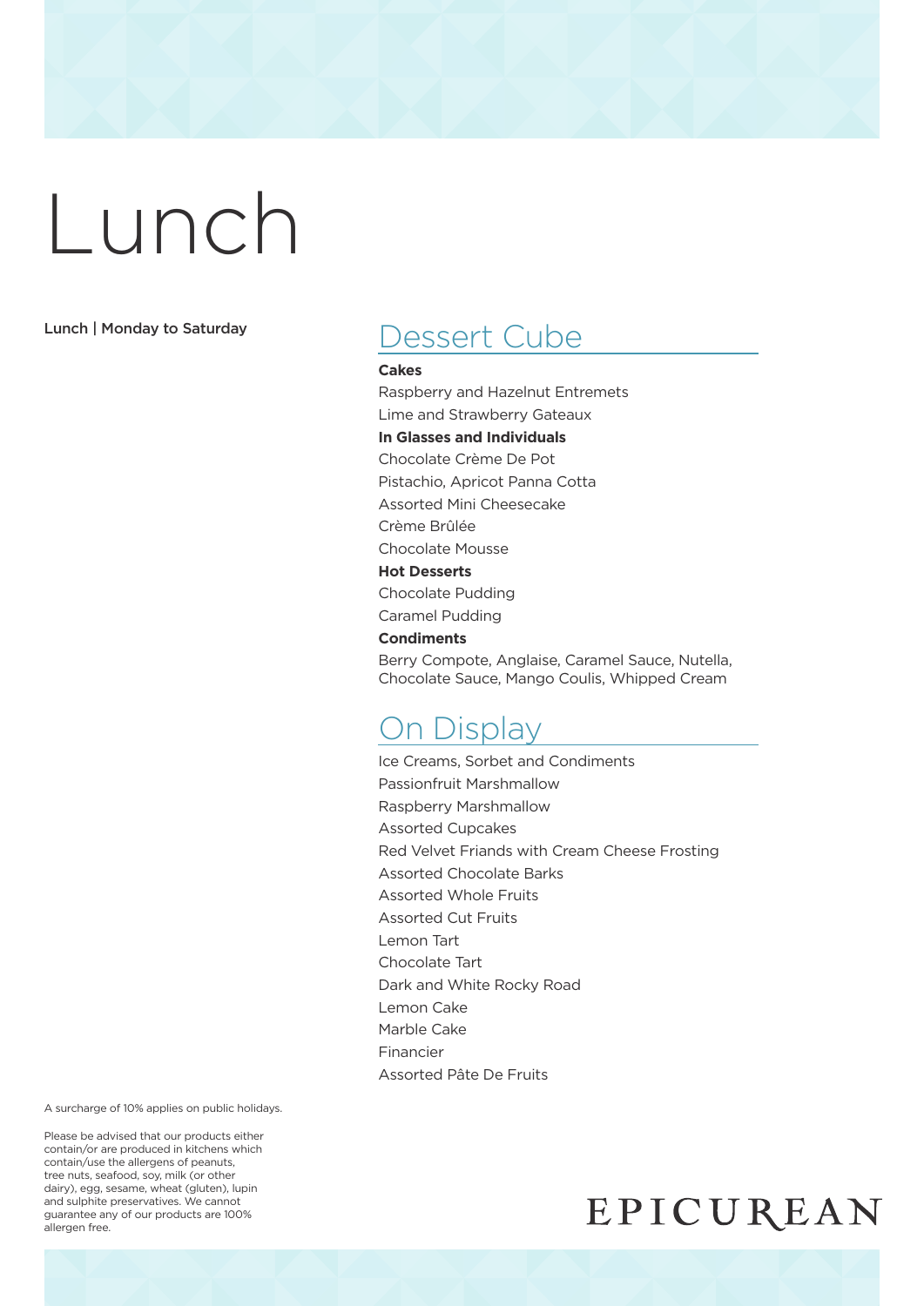# Lunch

**Lunch | Monday to Saturday**

## Dessert Cube

**Cakes**

Raspberry and Hazelnut Entremets

Lime and Strawberry Gateaux

**In Glasses and Individuals**

Chocolate Crème De Pot

Pistachio, Apricot Panna Cotta

Assorted Mini Cheesecake

Crème Brûlée

Chocolate Mousse

**Hot Desserts**

Chocolate Pudding

Caramel Pudding

**Condiments**

Berry Compote, Anglaise, Caramel Sauce, Nutella, Chocolate Sauce, Mango Coulis, Whipped Cream

## On Display

Ice Creams, Sorbet and Condiments

Passionfruit Marshmallow

Raspberry Marshmallow

Assorted Cupcakes

Red Velvet Friands with Cream Cheese Frosting

Assorted Chocolate Barks

Assorted Whole Fruits

Assorted Cut Fruits

Lemon Tart

Chocolate Tart

Dark and White Rocky Road

Lemon Cake

Marble Cake

Financier

Assorted Pâte De Fruits

A surcharge of 10% applies on public holidays.

Please be advised that our products either contain/or are produced in kitchens which contain/use the allergens of peanuts, tree nuts, seafood, soy, milk (or other dairy), egg, sesame, wheat (gluten), lupin and sulphite preservatives. We cannot guarantee any of our products are 100% allergen free.

EPICUREAN